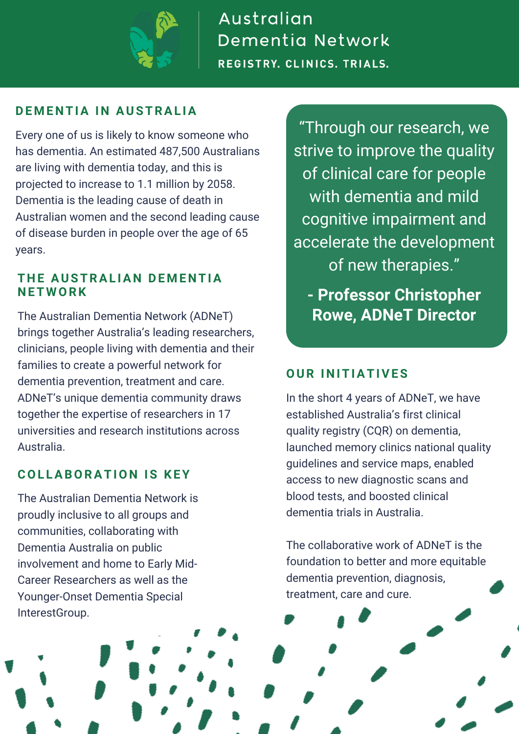# Australian Dementia Network

**REGISTRY. CLINICS. TRIALS.**

## DEMENTIA IN AUSTRALIA

Every one of us is likely to know someone who has dementia. An estimated 487,500 Australians are living with dementia today, and this is projected to increase to 1.1 million by 2058. Dementia is the leading cause of death in Australian women and the second leading cause of disease burden in people over the age of 65 years.

## THE AUSTRALIAN DEMENTIA NETWORK

The Australian Dementia Network (ADNeT) brings together Australia's leading researchers, clinicians, people living with dementia and their families to create a powerful network for dementia prevention, treatment and care. ADNeT's unique dementia community draws together the expertise of researchers in 17 universities and research institutions across Australia.

## COLLABORATION IS KEY

The Australian Dementia Network is proudly inclusive to all groups and communities, collaborating with Dementia Australia on public involvement and home to Early Mid-Career Researchers as well as the Younger-Onset Dementia Special InterestGroup.

> "Through our research, we strive to improve the quality of clinical care for people with dementia and mild cognitive impairment and accelerate the development of new therapies."
>
> **- Professor Christopher Rowe, ADNeT Director**

## OUR INITIATIVES

In the short 4 years of ADNeT, we have established Australia's first clinical quality registry (CQR) on dementia, launched memory clinics national quality guidelines and service maps, enabled access to new diagnostic scans and blood tests, and boosted clinical dementia trials in Australia.

The collaborative work of ADNeT is the foundation to better and more equitable dementia prevention, diagnosis, treatment, care and cure.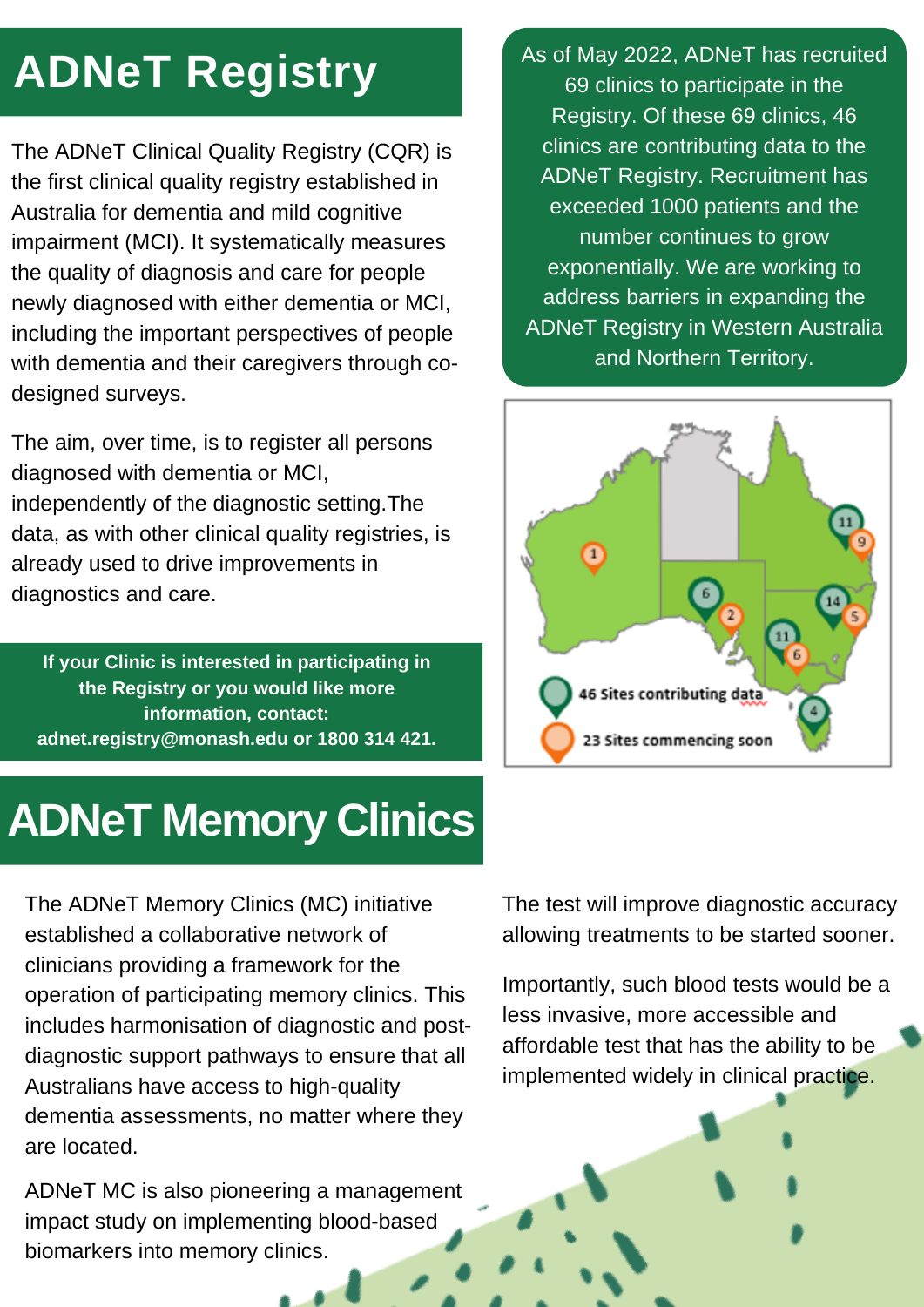# ADNeT Registry

The ADNeT Clinical Quality Registry (CQR) is the first clinical quality registry established in Australia for dementia and mild cognitive impairment (MCI). It systematically measures the quality of diagnosis and care for people newly diagnosed with either dementia or MCI, including the important perspectives of people with dementia and their caregivers through co-designed surveys.

The aim, over time, is to register all persons diagnosed with dementia or MCI, independently of the diagnostic setting.The data, as with other clinical quality registries, is already used to drive improvements in diagnostics and care.

**If your Clinic is interested in participating in the Registry or you would like more information, contact: adnet.registry@monash.edu or 1800 314 421.**

As of May 2022, ADNeT has recruited 69 clinics to participate in the Registry. Of these 69 clinics, 46 clinics are contributing data to the ADNeT Registry. Recruitment has exceeded 1000 patients and the number continues to grow exponentially. We are working to address barriers in expanding the ADNeT Registry in Western Australia and Northern Territory.

46 Sites contributing data

23 Sites commencing soon

# ADNeT Memory Clinics

The ADNeT Memory Clinics (MC) initiative established a collaborative network of clinicians providing a framework for the operation of participating memory clinics. This includes harmonisation of diagnostic and post-diagnostic support pathways to ensure that all Australians have access to high-quality dementia assessments, no matter where they are located.

ADNeT MC is also pioneering a management impact study on implementing blood-based biomarkers into memory clinics.

The test will improve diagnostic accuracy allowing treatments to be started sooner.

Importantly, such blood tests would be a less invasive, more accessible and affordable test that has the ability to be implemented widely in clinical practice.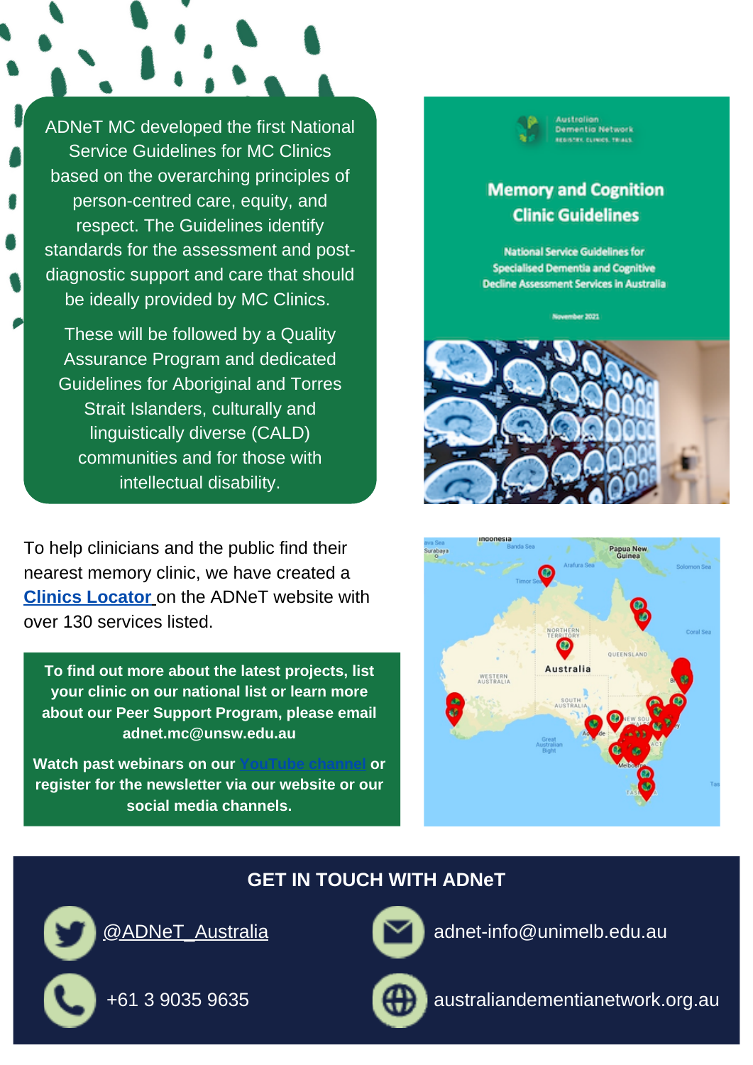ADNeT MC developed the first National Service Guidelines for MC Clinics based on the overarching principles of person-centred care, equity, and respect. The Guidelines identify standards for the assessment and post-diagnostic support and care that should be ideally provided by MC Clinics.

These will be followed by a Quality Assurance Program and dedicated Guidelines for Aboriginal and Torres Strait Islanders, culturally and linguistically diverse (CALD) communities and for those with intellectual disability.

Australian Dementia Network
REGISTRY. CLINICS. TRIALS.

**Memory and Cognition Clinic Guidelines**

National Service Guidelines for Specialised Dementia and Cognitive Decline Assessment Services in Australia

November 2021

To help clinicians and the public find their nearest memory clinic, we have created a [Clinics Locator](#) on the ADNeT website with over 130 services listed.

**To find out more about the latest projects, list your clinic on our national list or learn more about our Peer Support Program, please email adnet.mc@unsw.edu.au**

**Watch past webinars on our [YouTube channel](#) or register for the newsletter via our website or our social media channels.**

## GET IN TOUCH WITH ADNeT

[@ADNeT_Australia](#)

adnet-info@unimelb.edu.au

+61 3 9035 9635

australiandementianetwork.org.au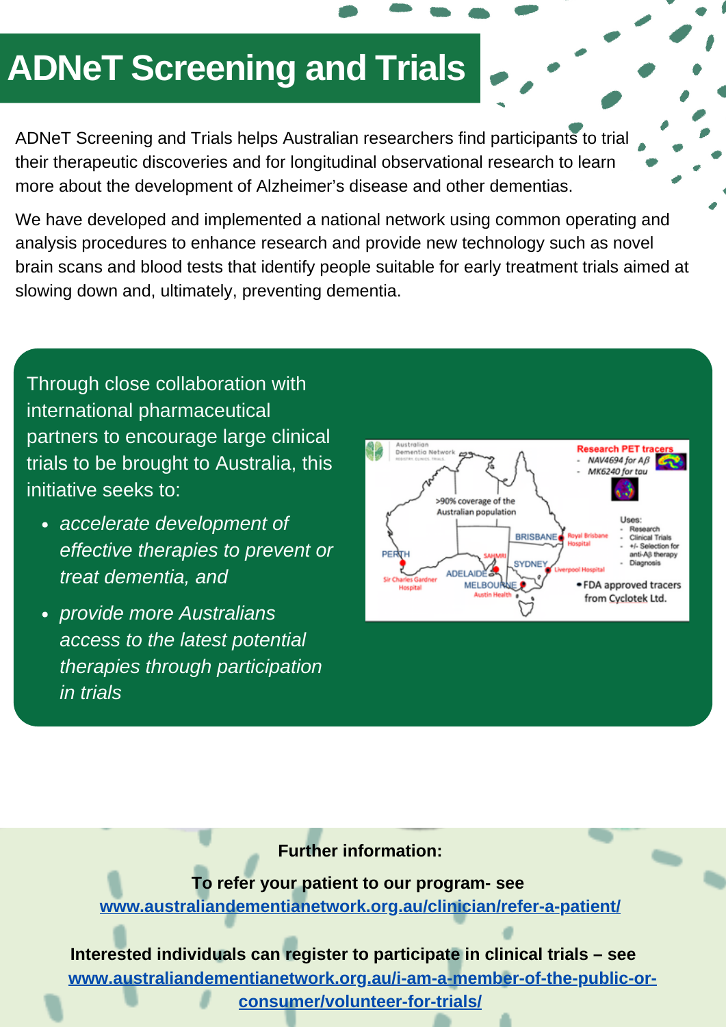# ADNeT Screening and Trials

ADNeT Screening and Trials helps Australian researchers find participants to trial their therapeutic discoveries and for longitudinal observational research to learn more about the development of Alzheimer's disease and other dementias.

We have developed and implemented a national network using common operating and analysis procedures to enhance research and provide new technology such as novel brain scans and blood tests that identify people suitable for early treatment trials aimed at slowing down and, ultimately, preventing dementia.

Through close collaboration with international pharmaceutical partners to encourage large clinical trials to be brought to Australia, this initiative seeks to:

- *accelerate development of effective therapies to prevent or treat dementia, and*
- *provide more Australians access to the latest potential therapies through participation in trials*

Australian Dementia Network

>90% coverage of the Australian population

PERTH
Sir Charles Gardner Hospital
ADELAIDE
SAHMRI
MELBOURNE
Austin Health
SYDNEY
Liverpool Hospital
BRISBANE
Royal Brisbane Hospital

Research PET tracers
- NAV4694 for Aβ
- MK6240 for tau

Uses:
- Research
- Clinical Trials
- +/- Selection for anti-Aβ therapy
- Diagnosis

• FDA approved tracers from Cyclotek Ltd.

**Further information:**

**To refer your patient to our program- see**
[www.australiandementianetwork.org.au/clinician/refer-a-patient/](www.australiandementianetwork.org.au/clinician/refer-a-patient/)

**Interested individuals can register to participate in clinical trials – see**
[www.australiandementianetwork.org.au/i-am-a-member-of-the-public-or-consumer/volunteer-for-trials/](www.australiandementianetwork.org.au/i-am-a-member-of-the-public-or-consumer/volunteer-for-trials/)